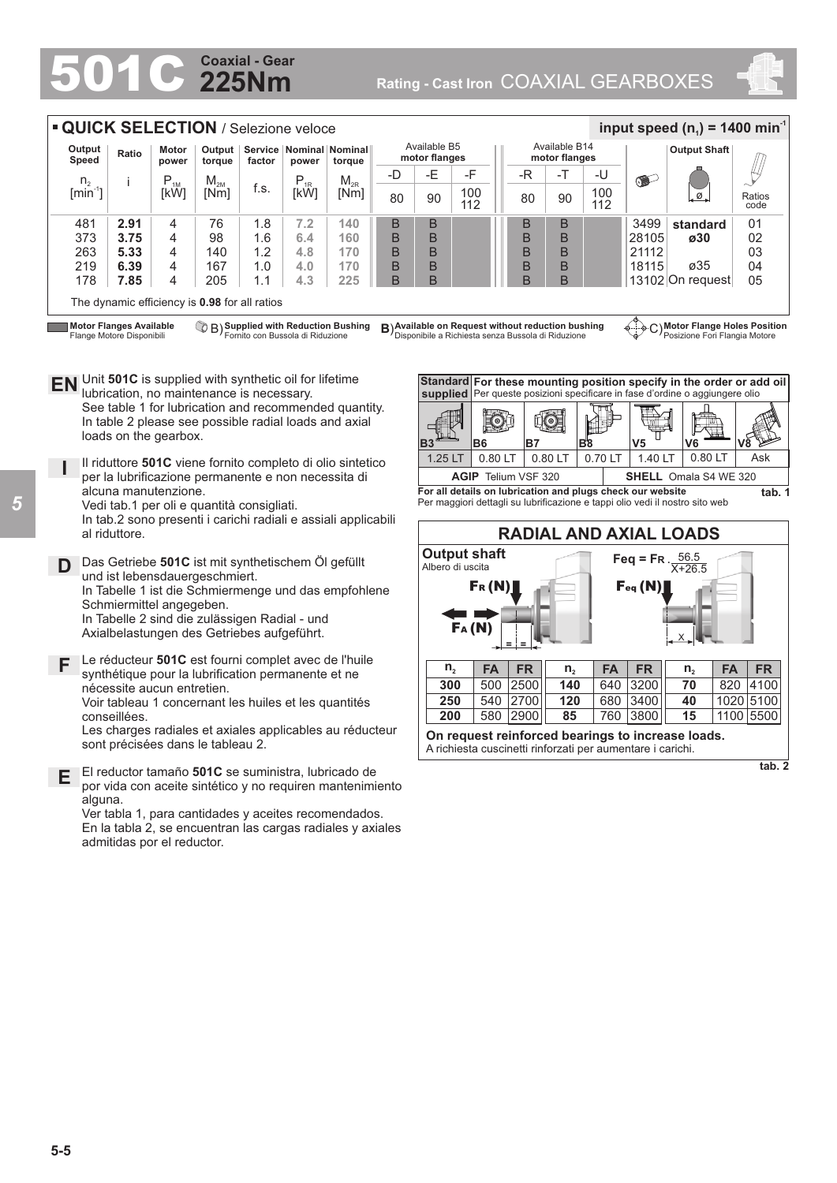# 501C Coaxial - Gear 225Nm

Rating - Cast Iron COAXIAL GEARBOXES

## QUICK SELECTION / Selezione veloce

input speed ($n_1$) = 1400 min$^{-1}$

| Output Speed $n_2$ [min$^{-1}$] | Ratio i | Motor power $P_{1M}$ [kW] | Output torque $M_{2M}$ [Nm] | Service factor f.s. | Nominal power $P_{1R}$ [kW] | Nominal torque $M_{2R}$ [Nm] | Available B5 motor flanges -D 80 | -E 90 | -F 100 112 | Available B14 motor flanges -R 80 | -T 90 | -U 100 112 | C) | Output Shaft ø | Ratios code |
|---|---|---|---|---|---|---|---|---|---|---|---|---|---|---|---|
| 481 | **2.91** | 4 | 76 | 1.8 | 7.2 | 140 | B | B | | B | B | | 3499 | **standard** | 01 |
| 373 | **3.75** | 4 | 98 | 1.6 | 6.4 | 160 | B | B | | B | B | | 28105 | **ø30** | 02 |
| 263 | **5.33** | 4 | 140 | 1.2 | 4.8 | 170 | B | B | | B | B | | 21112 | | 03 |
| 219 | **6.39** | 4 | 167 | 1.0 | 4.0 | 170 | B | B | | B | B | | 18115 | ø35 | 04 |
| 178 | **7.85** | 4 | 205 | 1.1 | 4.3 | 225 | B | B | | B | B | | 13102 | On request | 05 |

The dynamic efficiency is **0.98** for all ratios

**Motor Flanges Available** / Flange Motore Disponibili
B) **Supplied with Reduction Bushing** / Fornito con Bussola di Riduzione
B) **Available on Request without reduction bushing** / Disponibile a Richiesta senza Bussola di Riduzione
C) **Motor Flange Holes Position** / Posizione Fori Flangia Motore

**EN** Unit **501C** is supplied with synthetic oil for lifetime lubrication, no maintenance is necessary.
See table 1 for lubrication and recommended quantity.
In table 2 please see possible radial loads and axial loads on the gearbox.

**I** Il riduttore **501C** viene fornito completo di olio sintetico per la lubrificazione permanente e non necessita di alcuna manutenzione.
Vedi tab.1 per oli e quantità consigliati.
In tab.2 sono presenti i carichi radiali e assiali applicabili al riduttore.

**D** Das Getriebe **501C** ist mit synthetischem Öl gefüllt und ist lebensdauergeschmiert.
In Tabelle 1 ist die Schmiermenge und das empfohlene Schmiermittel angegeben.
In Tabelle 2 sind die zulässigen Radial - und Axialbelastungen des Getriebes aufgeführt.

**F** Le réducteur **501C** est fourni complet avec de l'huile synthétique pour la lubrification permanente et ne nécessite aucun entretien.
Voir tableau 1 concernant les huiles et les quantités conseillées.
Les charges radiales et axiales applicables au réducteur sont précisées dans le tableau 2.

**E** El reductor tamaño **501C** se suministra, lubricado de por vida con aceite sintético y no requiren mantenimiento alguna.
Ver tabla 1, para cantidades y aceites recomendados.
En la tabla 2, se encuentran las cargas radiales y axiales admitidas por el reductor.

| Standard supplied | For these mounting position specify in the order or add oil / Per queste posizioni specificare in fase d'ordine o aggiungere olio | | | | | |
|---|---|---|---|---|---|---|
| B3 | B6 | B7 | B8 | V5 | V6 | V8 |
| 1.25 LT | 0.80 LT | 0.80 LT | 0.70 LT | 1.40 LT | 0.80 LT | Ask |
| **AGIP** Telium VSF 320 | | | | **SHELL** Omala S4 WE 320 | | |

**For all details on lubrication and plugs check our website**
Per maggiori dettagli su lubrificazione e tappi olio vedi il nostro sito web

tab. 1

## RADIAL AND AXIAL LOADS

**Output shaft**
Albero di uscita

$F_R$ (N)

$F_A$ (N)

$$F_{eq} = F_R \cdot \frac{56.5}{X+26.5}$$

$F_{eq}$ (N)

X

| $n_2$ | FA | FR | $n_2$ | FA | FR | $n_2$ | FA | FR |
|---|---|---|---|---|---|---|---|---|
| **300** | 500 | 2500 | **140** | 640 | 3200 | **70** | 820 | 4100 |
| **250** | 540 | 2700 | **120** | 680 | 3400 | **40** | 1020 | 5100 |
| **200** | 580 | 2900 | **85** | 760 | 3800 | **15** | 1100 | 5500 |

**On request reinforced bearings to increase loads.**
A richiesta cuscinetti rinforzati per aumentare i carichi.

tab. 2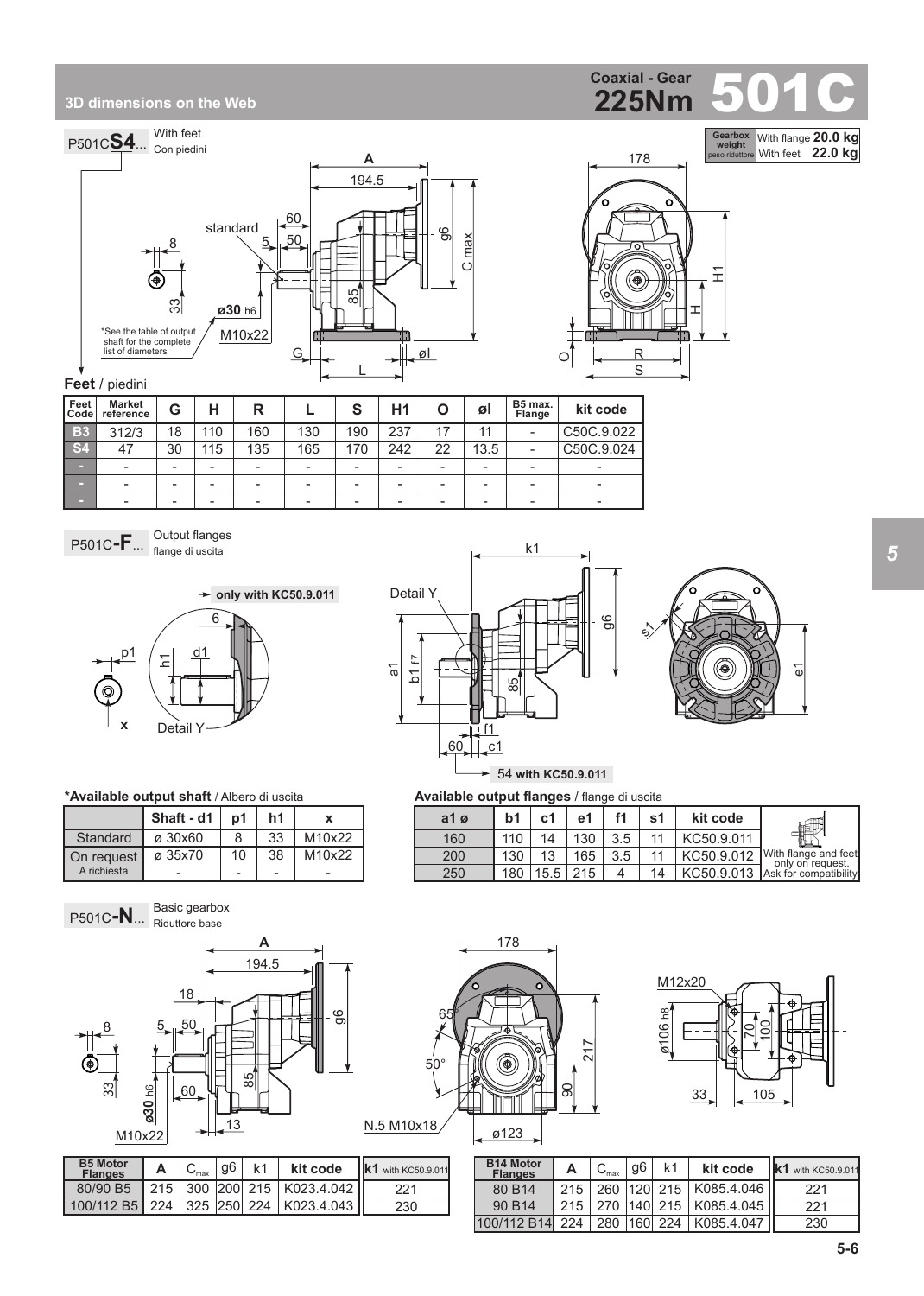# Coaxial - Gear 225Nm 501C

3D dimensions on the Web

| Gearbox weight / peso riduttore | |
|---|---|
| With flange | 20.0 kg |
| With feet | 22.0 kg |

## P501CS4... With feet / Con piedini

standard

*See the table of output shaft for the complete list of diameters

### Feet / piedini

| Feet Code | Market reference | G | H | R | L | S | H1 | O | øI | B5 max. Flange | kit code |
|---|---|---|---|---|---|---|---|---|---|---|---|
| B3 | 312/3 | 18 | 110 | 160 | 130 | 190 | 237 | 17 | 11 | - | C50C.9.022 |
| S4 | 47 | 30 | 115 | 135 | 165 | 170 | 242 | 22 | 13.5 | - | C50C.9.024 |
| - | - | - | - | - | - | - | - | - | - | - | - |
| - | - | - | - | - | - | - | - | - | - | - | - |
| - | - | - | - | - | - | - | - | - | - | - | - |

## P501C-F... Output flanges / flange di uscita

only with KC50.9.011

Detail Y

54 with KC50.9.011

### *Available output shaft / Albero di uscita

| | Shaft - d1 | p1 | h1 | x |
|---|---|---|---|---|
| Standard | ø 30x60 | 8 | 33 | M10x22 |
| On request / A richiesta | ø 35x70 | 10 | 38 | M10x22 |
| | - | - | - | - |

### Available output flanges / flange di uscita

| a1 ø | b1 | c1 | e1 | f1 | s1 | kit code |
|---|---|---|---|---|---|---|
| 160 | 110 | 14 | 130 | 3.5 | 11 | KC50.9.011 |
| 200 | 130 | 13 | 165 | 3.5 | 11 | KC50.9.012 |
| 250 | 180 | 15.5 | 215 | 4 | 14 | KC50.9.013 |

With flange and feet only on request. Ask for compatibility

## P501C-N... Basic gearbox / Riduttore base

N.5 M10x18

| B5 Motor Flanges | A | $C_{max}$ | g6 | k1 | kit code | k1 with KC50.9.011 |
|---|---|---|---|---|---|---|
| 80/90 B5 | 215 | 300 | 200 | 215 | K023.4.042 | 221 |
| 100/112 B5 | 224 | 325 | 250 | 224 | K023.4.043 | 230 |

| B14 Motor Flanges | A | $C_{max}$ | g6 | k1 | kit code | k1 with KC50.9.011 |
|---|---|---|---|---|---|---|
| 80 B14 | 215 | 260 | 120 | 215 | K085.4.046 | 221 |
| 90 B14 | 215 | 270 | 140 | 215 | K085.4.045 | 221 |
| 100/112 B14 | 224 | 280 | 160 | 224 | K085.4.047 | 230 |